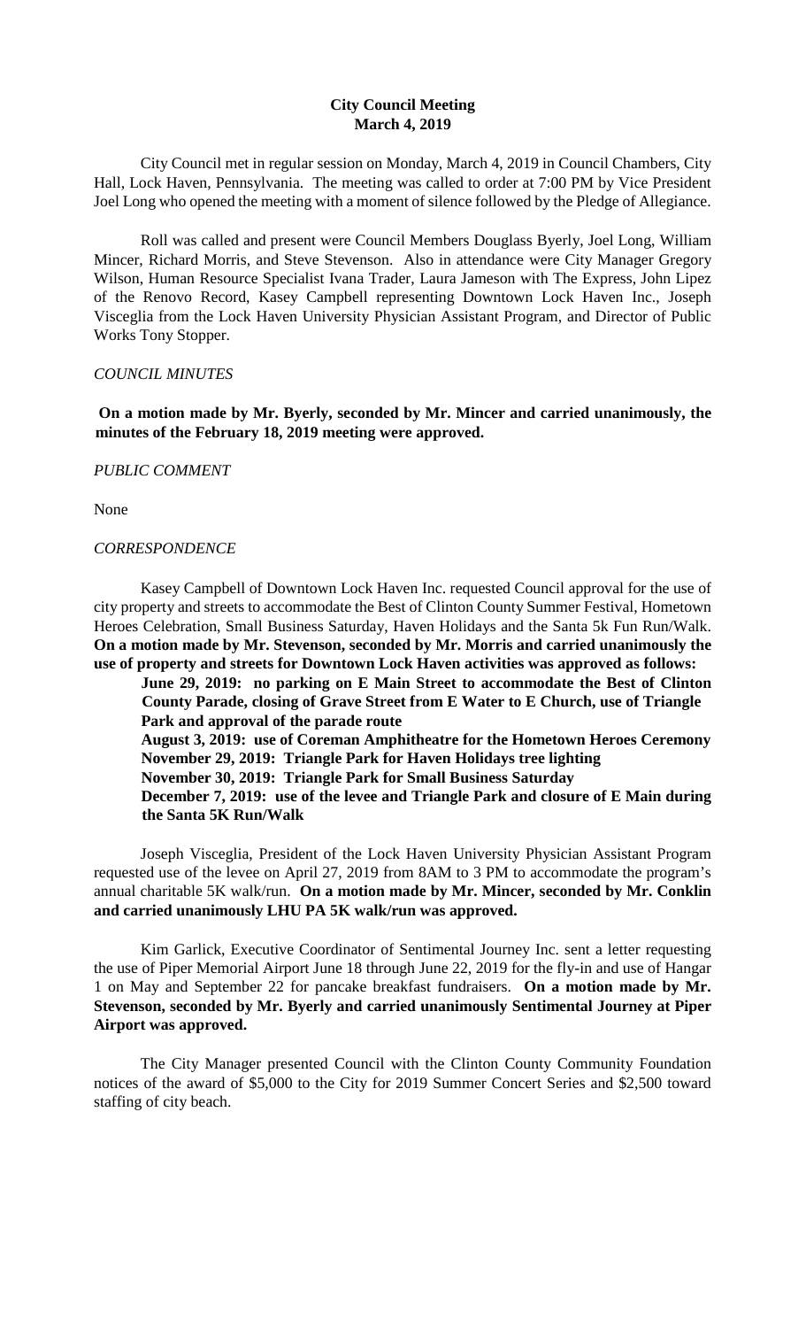# City Council Meeting
## March 4, 2019

City Council met in regular session on Monday, March 4, 2019 in Council Chambers, City Hall, Lock Haven, Pennsylvania. The meeting was called to order at 7:00 PM by Vice President Joel Long who opened the meeting with a moment of silence followed by the Pledge of Allegiance.

Roll was called and present were Council Members Douglass Byerly, Joel Long, William Mincer, Richard Morris, and Steve Stevenson. Also in attendance were City Manager Gregory Wilson, Human Resource Specialist Ivana Trader, Laura Jameson with The Express, John Lipez of the Renovo Record, Kasey Campbell representing Downtown Lock Haven Inc., Joseph Visceglia from the Lock Haven University Physician Assistant Program, and Director of Public Works Tony Stopper.

*COUNCIL MINUTES*

**On a motion made by Mr. Byerly, seconded by Mr. Mincer and carried unanimously, the minutes of the February 18, 2019 meeting were approved.**

*PUBLIC COMMENT*

None

*CORRESPONDENCE*

Kasey Campbell of Downtown Lock Haven Inc. requested Council approval for the use of city property and streets to accommodate the Best of Clinton County Summer Festival, Hometown Heroes Celebration, Small Business Saturday, Haven Holidays and the Santa 5k Fun Run/Walk. **On a motion made by Mr. Stevenson, seconded by Mr. Morris and carried unanimously the use of property and streets for Downtown Lock Haven activities was approved as follows:**

**June 29, 2019: no parking on E Main Street to accommodate the Best of Clinton County Parade, closing of Grave Street from E Water to E Church, use of Triangle Park and approval of the parade route**
**August 3, 2019: use of Coreman Amphitheatre for the Hometown Heroes Ceremony**
**November 29, 2019: Triangle Park for Haven Holidays tree lighting**
**November 30, 2019: Triangle Park for Small Business Saturday**
**December 7, 2019: use of the levee and Triangle Park and closure of E Main during the Santa 5K Run/Walk**

Joseph Visceglia, President of the Lock Haven University Physician Assistant Program requested use of the levee on April 27, 2019 from 8AM to 3 PM to accommodate the program's annual charitable 5K walk/run. **On a motion made by Mr. Mincer, seconded by Mr. Conklin and carried unanimously LHU PA 5K walk/run was approved.**

Kim Garlick, Executive Coordinator of Sentimental Journey Inc. sent a letter requesting the use of Piper Memorial Airport June 18 through June 22, 2019 for the fly-in and use of Hangar 1 on May and September 22 for pancake breakfast fundraisers. **On a motion made by Mr. Stevenson, seconded by Mr. Byerly and carried unanimously Sentimental Journey at Piper Airport was approved.**

The City Manager presented Council with the Clinton County Community Foundation notices of the award of $5,000 to the City for 2019 Summer Concert Series and $2,500 toward staffing of city beach.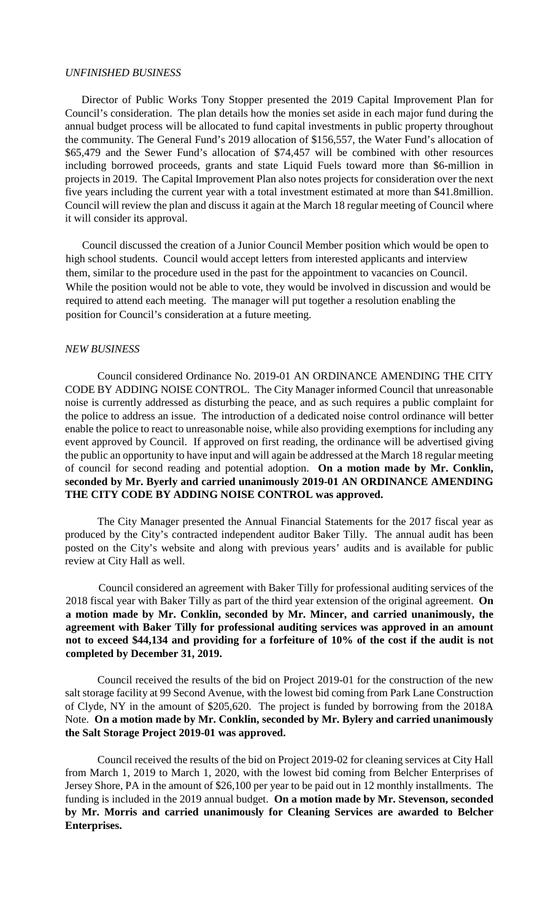*UNFINISHED BUSINESS*

Director of Public Works Tony Stopper presented the 2019 Capital Improvement Plan for Council's consideration. The plan details how the monies set aside in each major fund during the annual budget process will be allocated to fund capital investments in public property throughout the community. The General Fund's 2019 allocation of $156,557, the Water Fund's allocation of $65,479 and the Sewer Fund's allocation of $74,457 will be combined with other resources including borrowed proceeds, grants and state Liquid Fuels toward more than $6-million in projects in 2019. The Capital Improvement Plan also notes projects for consideration over the next five years including the current year with a total investment estimated at more than $41.8million. Council will review the plan and discuss it again at the March 18 regular meeting of Council where it will consider its approval.

Council discussed the creation of a Junior Council Member position which would be open to high school students. Council would accept letters from interested applicants and interview them, similar to the procedure used in the past for the appointment to vacancies on Council. While the position would not be able to vote, they would be involved in discussion and would be required to attend each meeting. The manager will put together a resolution enabling the position for Council's consideration at a future meeting.

*NEW BUSINESS*

Council considered Ordinance No. 2019-01 AN ORDINANCE AMENDING THE CITY CODE BY ADDING NOISE CONTROL. The City Manager informed Council that unreasonable noise is currently addressed as disturbing the peace, and as such requires a public complaint for the police to address an issue. The introduction of a dedicated noise control ordinance will better enable the police to react to unreasonable noise, while also providing exemptions for including any event approved by Council. If approved on first reading, the ordinance will be advertised giving the public an opportunity to have input and will again be addressed at the March 18 regular meeting of council for second reading and potential adoption. **On a motion made by Mr. Conklin, seconded by Mr. Byerly and carried unanimously 2019-01 AN ORDINANCE AMENDING THE CITY CODE BY ADDING NOISE CONTROL was approved.**

The City Manager presented the Annual Financial Statements for the 2017 fiscal year as produced by the City's contracted independent auditor Baker Tilly. The annual audit has been posted on the City's website and along with previous years' audits and is available for public review at City Hall as well.

Council considered an agreement with Baker Tilly for professional auditing services of the 2018 fiscal year with Baker Tilly as part of the third year extension of the original agreement. **On a motion made by Mr. Conklin, seconded by Mr. Mincer, and carried unanimously, the agreement with Baker Tilly for professional auditing services was approved in an amount not to exceed $44,134 and providing for a forfeiture of 10% of the cost if the audit is not completed by December 31, 2019.**

Council received the results of the bid on Project 2019-01 for the construction of the new salt storage facility at 99 Second Avenue, with the lowest bid coming from Park Lane Construction of Clyde, NY in the amount of $205,620. The project is funded by borrowing from the 2018A Note. **On a motion made by Mr. Conklin, seconded by Mr. Bylery and carried unanimously the Salt Storage Project 2019-01 was approved.**

Council received the results of the bid on Project 2019-02 for cleaning services at City Hall from March 1, 2019 to March 1, 2020, with the lowest bid coming from Belcher Enterprises of Jersey Shore, PA in the amount of $26,100 per year to be paid out in 12 monthly installments. The funding is included in the 2019 annual budget. **On a motion made by Mr. Stevenson, seconded by Mr. Morris and carried unanimously for Cleaning Services are awarded to Belcher Enterprises.**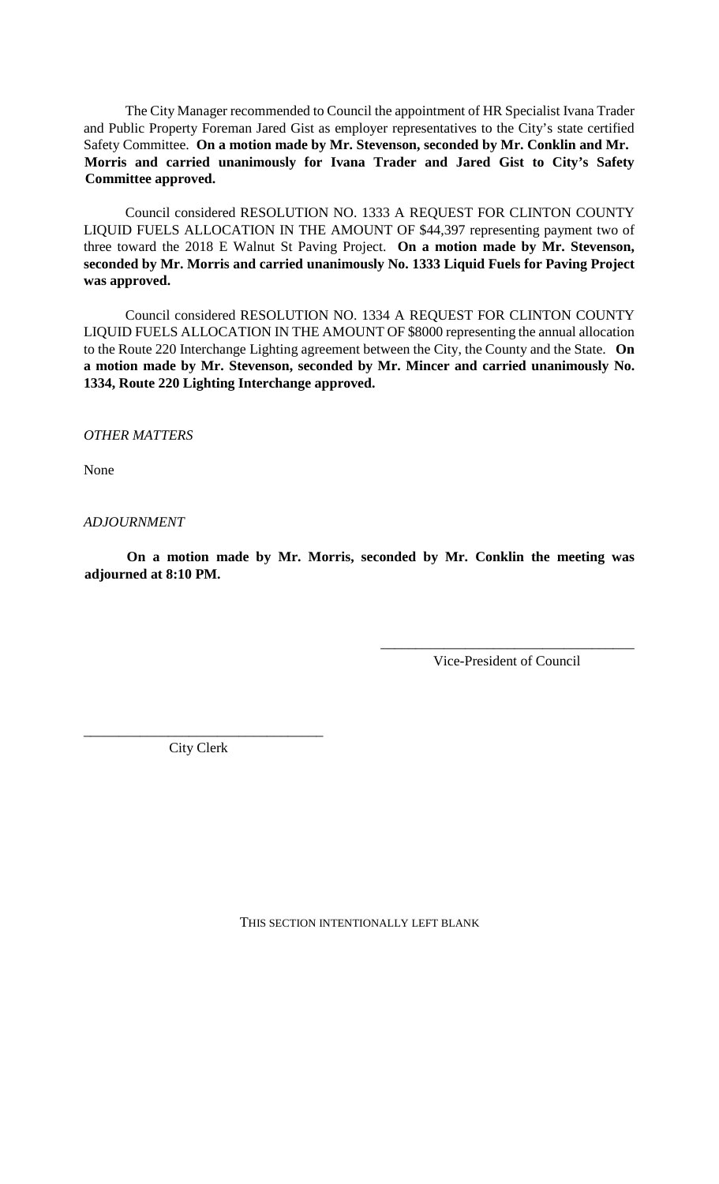The City Manager recommended to Council the appointment of HR Specialist Ivana Trader and Public Property Foreman Jared Gist as employer representatives to the City's state certified Safety Committee. **On a motion made by Mr. Stevenson, seconded by Mr. Conklin and Mr. Morris and carried unanimously for Ivana Trader and Jared Gist to City's Safety Committee approved.**

Council considered RESOLUTION NO. 1333 A REQUEST FOR CLINTON COUNTY LIQUID FUELS ALLOCATION IN THE AMOUNT OF $44,397 representing payment two of three toward the 2018 E Walnut St Paving Project. **On a motion made by Mr. Stevenson, seconded by Mr. Morris and carried unanimously No. 1333 Liquid Fuels for Paving Project was approved.**

Council considered RESOLUTION NO. 1334 A REQUEST FOR CLINTON COUNTY LIQUID FUELS ALLOCATION IN THE AMOUNT OF $8000 representing the annual allocation to the Route 220 Interchange Lighting agreement between the City, the County and the State. **On a motion made by Mr. Stevenson, seconded by Mr. Mincer and carried unanimously No. 1334, Route 220 Lighting Interchange approved.**

*OTHER MATTERS*

None

*ADJOURNMENT*

**On a motion made by Mr. Morris, seconded by Mr. Conklin the meeting was adjourned at 8:10 PM.**

\_\_\_\_\_\_\_\_\_\_\_\_\_\_\_\_\_\_\_\_\_\_\_\_\_\_\_\_\_\_\_\_\_\_\_\_

Vice-President of Council

\_\_\_\_\_\_\_\_\_\_\_\_\_\_\_\_\_\_\_\_\_\_\_\_\_\_\_\_\_\_\_\_\_\_\_\_

City Clerk

THIS SECTION INTENTIONALLY LEFT BLANK